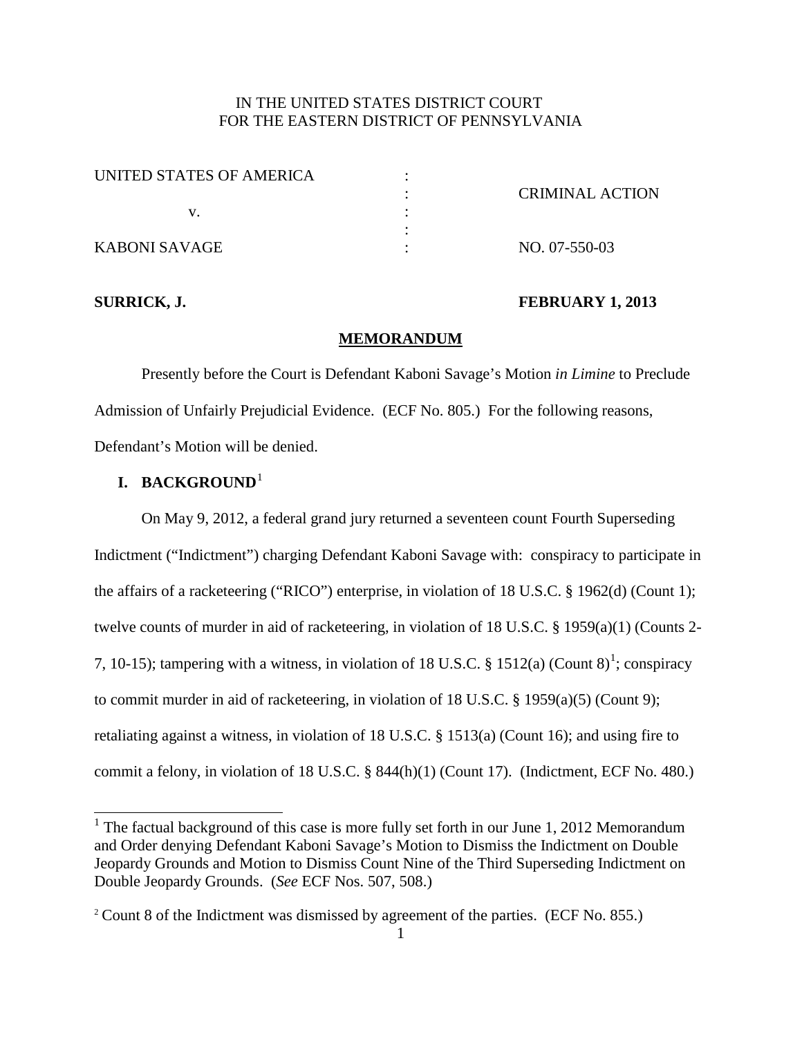IN THE UNITED STATES DISTRICT COURT
FOR THE EASTERN DISTRICT OF PENNSYLVANIA

| | | |
|---|---|---|
| UNITED STATES OF AMERICA | : | |
| | : | CRIMINAL ACTION |
| v. | : | |
| | : | |
| KABONI SAVAGE | : | NO. 07-550-03 |

**SURRICK, J.** **FEBRUARY 1, 2013**

## MEMORANDUM

Presently before the Court is Defendant Kaboni Savage's Motion *in Limine* to Preclude Admission of Unfairly Prejudicial Evidence. (ECF No. 805.) For the following reasons, Defendant's Motion will be denied.

### I. BACKGROUND[1]

On May 9, 2012, a federal grand jury returned a seventeen count Fourth Superseding Indictment ("Indictment") charging Defendant Kaboni Savage with: conspiracy to participate in the affairs of a racketeering ("RICO") enterprise, in violation of 18 U.S.C. § 1962(d) (Count 1); twelve counts of murder in aid of racketeering, in violation of 18 U.S.C. § 1959(a)(1) (Counts 2-7, 10-15); tampering with a witness, in violation of 18 U.S.C. § 1512(a) (Count 8)[1]; conspiracy to commit murder in aid of racketeering, in violation of 18 U.S.C. § 1959(a)(5) (Count 9); retaliating against a witness, in violation of 18 U.S.C. § 1513(a) (Count 16); and using fire to commit a felony, in violation of 18 U.S.C. § 844(h)(1) (Count 17). (Indictment, ECF No. 480.)

---

[1] The factual background of this case is more fully set forth in our June 1, 2012 Memorandum and Order denying Defendant Kaboni Savage's Motion to Dismiss the Indictment on Double Jeopardy Grounds and Motion to Dismiss Count Nine of the Third Superseding Indictment on Double Jeopardy Grounds. (*See* ECF Nos. 507, 508.)

[2] Count 8 of the Indictment was dismissed by agreement of the parties. (ECF No. 855.)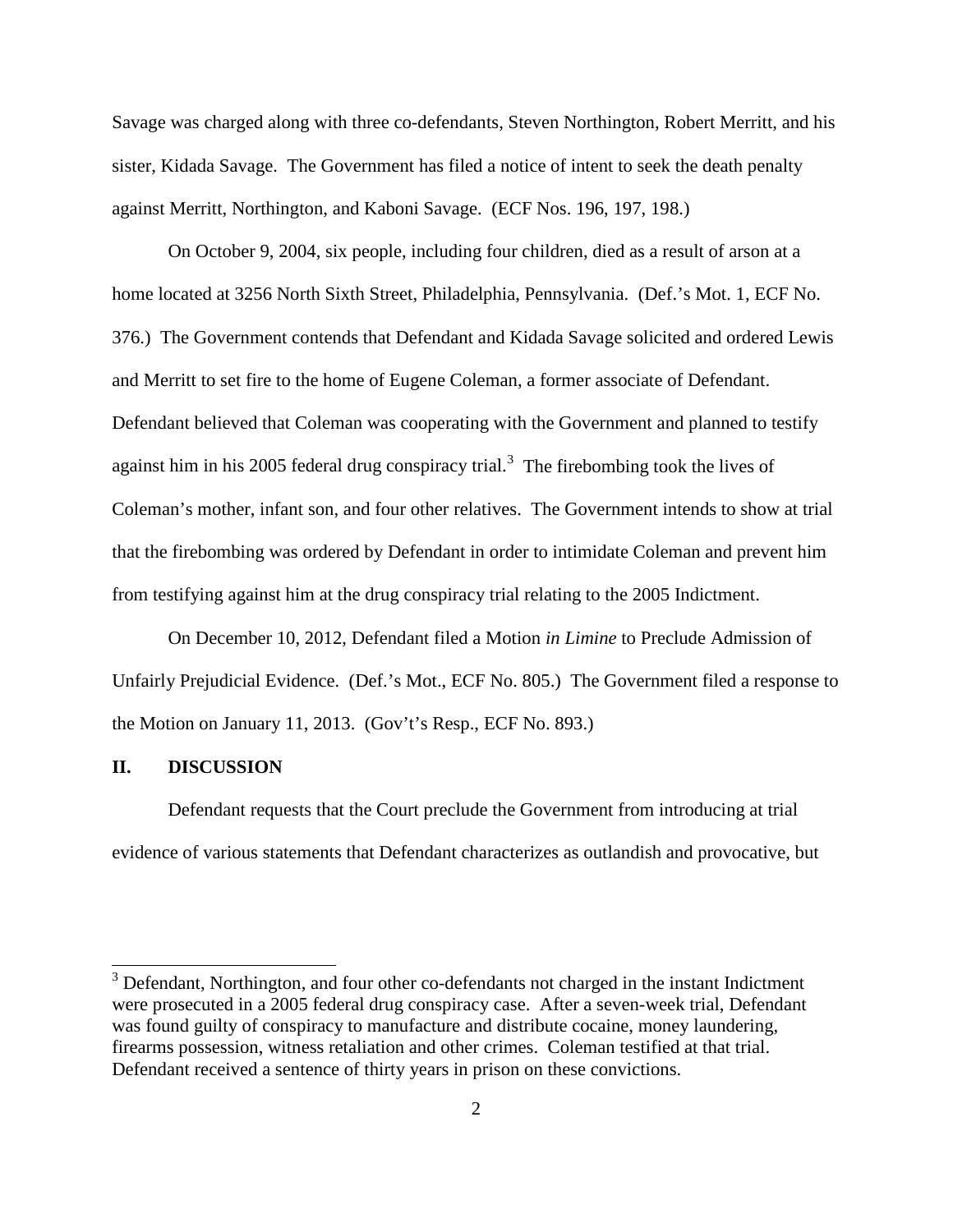Savage was charged along with three co-defendants, Steven Northington, Robert Merritt, and his sister, Kidada Savage. The Government has filed a notice of intent to seek the death penalty against Merritt, Northington, and Kaboni Savage. (ECF Nos. 196, 197, 198.)

On October 9, 2004, six people, including four children, died as a result of arson at a home located at 3256 North Sixth Street, Philadelphia, Pennsylvania. (Def.'s Mot. 1, ECF No. 376.) The Government contends that Defendant and Kidada Savage solicited and ordered Lewis and Merritt to set fire to the home of Eugene Coleman, a former associate of Defendant. Defendant believed that Coleman was cooperating with the Government and planned to testify against him in his 2005 federal drug conspiracy trial.[3] The firebombing took the lives of Coleman's mother, infant son, and four other relatives. The Government intends to show at trial that the firebombing was ordered by Defendant in order to intimidate Coleman and prevent him from testifying against him at the drug conspiracy trial relating to the 2005 Indictment.

On December 10, 2012, Defendant filed a Motion *in Limine* to Preclude Admission of Unfairly Prejudicial Evidence. (Def.'s Mot., ECF No. 805.) The Government filed a response to the Motion on January 11, 2013. (Gov't's Resp., ECF No. 893.)

## II. DISCUSSION

Defendant requests that the Court preclude the Government from introducing at trial evidence of various statements that Defendant characterizes as outlandish and provocative, but

---

[3] Defendant, Northington, and four other co-defendants not charged in the instant Indictment were prosecuted in a 2005 federal drug conspiracy case. After a seven-week trial, Defendant was found guilty of conspiracy to manufacture and distribute cocaine, money laundering, firearms possession, witness retaliation and other crimes. Coleman testified at that trial. Defendant received a sentence of thirty years in prison on these convictions.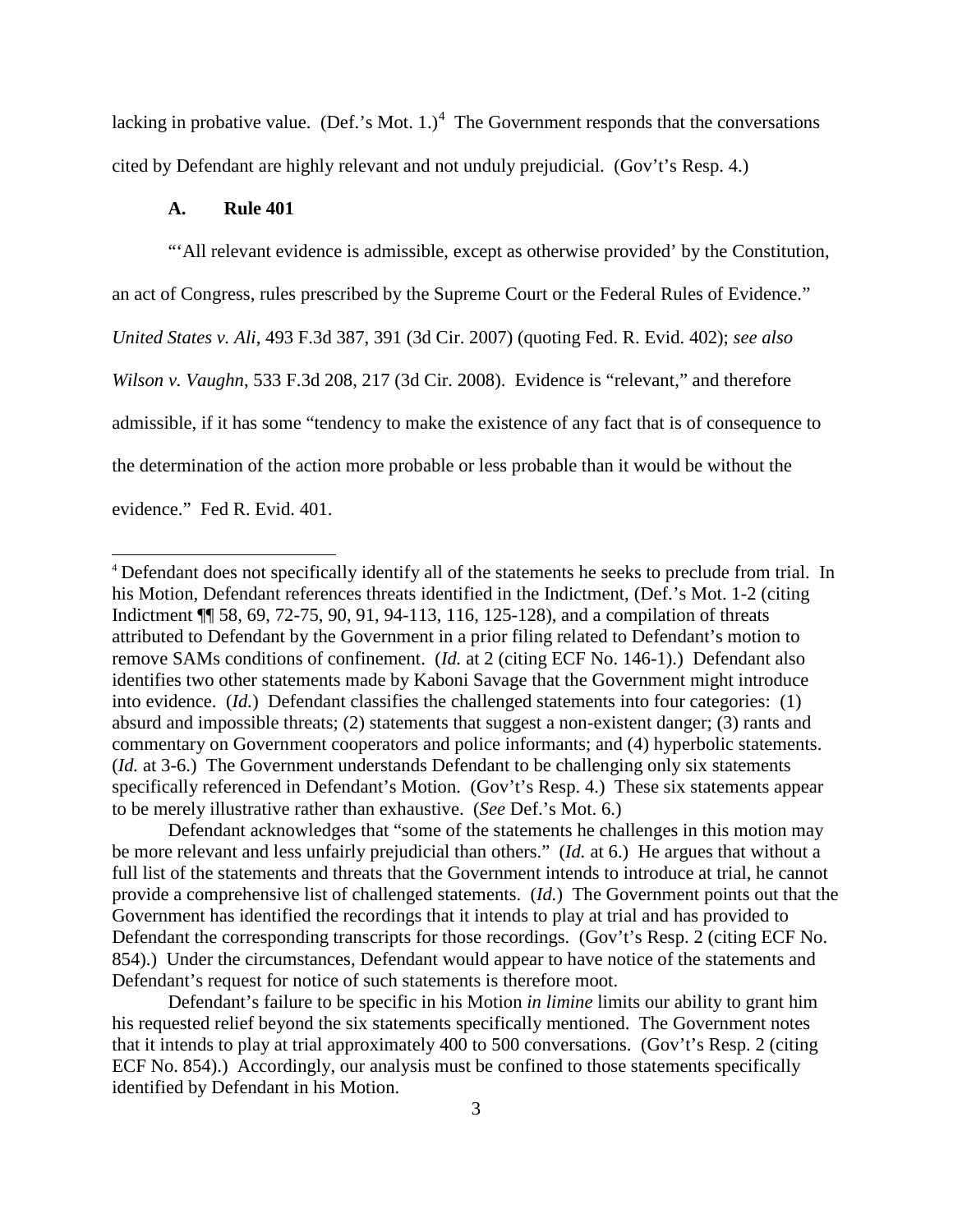lacking in probative value. (Def.'s Mot. 1.)[4] The Government responds that the conversations cited by Defendant are highly relevant and not unduly prejudicial. (Gov't's Resp. 4.)

### A. Rule 401

"'All relevant evidence is admissible, except as otherwise provided' by the Constitution, an act of Congress, rules prescribed by the Supreme Court or the Federal Rules of Evidence." *United States v. Ali*, 493 F.3d 387, 391 (3d Cir. 2007) (quoting Fed. R. Evid. 402); *see also Wilson v. Vaughn*, 533 F.3d 208, 217 (3d Cir. 2008). Evidence is "relevant," and therefore admissible, if it has some "tendency to make the existence of any fact that is of consequence to the determination of the action more probable or less probable than it would be without the evidence." Fed R. Evid. 401.

---

[4] Defendant does not specifically identify all of the statements he seeks to preclude from trial. In his Motion, Defendant references threats identified in the Indictment, (Def.'s Mot. 1-2 (citing Indictment ¶¶ 58, 69, 72-75, 90, 91, 94-113, 116, 125-128), and a compilation of threats attributed to Defendant by the Government in a prior filing related to Defendant's motion to remove SAMs conditions of confinement. (*Id.* at 2 (citing ECF No. 146-1).) Defendant also identifies two other statements made by Kaboni Savage that the Government might introduce into evidence. (*Id.*) Defendant classifies the challenged statements into four categories: (1) absurd and impossible threats; (2) statements that suggest a non-existent danger; (3) rants and commentary on Government cooperators and police informants; and (4) hyperbolic statements. (*Id.* at 3-6.) The Government understands Defendant to be challenging only six statements specifically referenced in Defendant's Motion. (Gov't's Resp. 4.) These six statements appear to be merely illustrative rather than exhaustive. (*See* Def.'s Mot. 6.)

Defendant acknowledges that "some of the statements he challenges in this motion may be more relevant and less unfairly prejudicial than others." (*Id.* at 6.) He argues that without a full list of the statements and threats that the Government intends to introduce at trial, he cannot provide a comprehensive list of challenged statements. (*Id.*) The Government points out that the Government has identified the recordings that it intends to play at trial and has provided to Defendant the corresponding transcripts for those recordings. (Gov't's Resp. 2 (citing ECF No. 854).) Under the circumstances, Defendant would appear to have notice of the statements and Defendant's request for notice of such statements is therefore moot.

Defendant's failure to be specific in his Motion *in limine* limits our ability to grant him his requested relief beyond the six statements specifically mentioned. The Government notes that it intends to play at trial approximately 400 to 500 conversations. (Gov't's Resp. 2 (citing ECF No. 854).) Accordingly, our analysis must be confined to those statements specifically identified by Defendant in his Motion.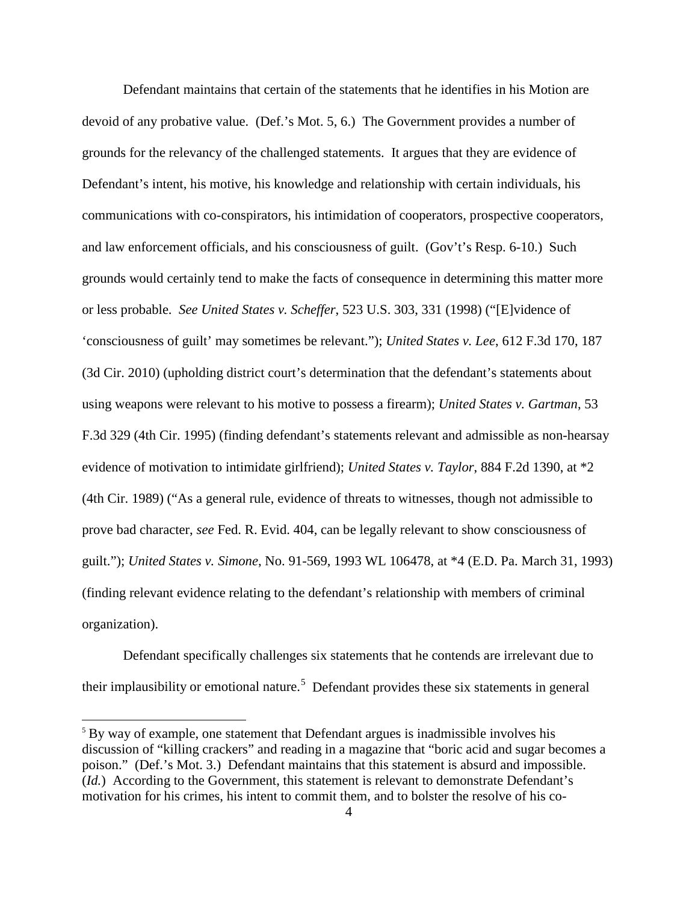Defendant maintains that certain of the statements that he identifies in his Motion are devoid of any probative value. (Def.'s Mot. 5, 6.) The Government provides a number of grounds for the relevancy of the challenged statements. It argues that they are evidence of Defendant's intent, his motive, his knowledge and relationship with certain individuals, his communications with co-conspirators, his intimidation of cooperators, prospective cooperators, and law enforcement officials, and his consciousness of guilt. (Gov't's Resp. 6-10.) Such grounds would certainly tend to make the facts of consequence in determining this matter more or less probable. *See United States v. Scheffer*, 523 U.S. 303, 331 (1998) ("[E]vidence of 'consciousness of guilt' may sometimes be relevant."); *United States v. Lee*, 612 F.3d 170, 187 (3d Cir. 2010) (upholding district court's determination that the defendant's statements about using weapons were relevant to his motive to possess a firearm); *United States v. Gartman*, 53 F.3d 329 (4th Cir. 1995) (finding defendant's statements relevant and admissible as non-hearsay evidence of motivation to intimidate girlfriend); *United States v. Taylor*, 884 F.2d 1390, at *2 (4th Cir. 1989) ("As a general rule, evidence of threats to witnesses, though not admissible to prove bad character, *see* Fed. R. Evid. 404, can be legally relevant to show consciousness of guilt."); *United States v. Simone*, No. 91-569, 1993 WL 106478, at *4 (E.D. Pa. March 31, 1993) (finding relevant evidence relating to the defendant's relationship with members of criminal organization).

Defendant specifically challenges six statements that he contends are irrelevant due to their implausibility or emotional nature.[5] Defendant provides these six statements in general

[5] By way of example, one statement that Defendant argues is inadmissible involves his discussion of "killing crackers" and reading in a magazine that "boric acid and sugar becomes a poison." (Def.'s Mot. 3.) Defendant maintains that this statement is absurd and impossible. (*Id.*) According to the Government, this statement is relevant to demonstrate Defendant's motivation for his crimes, his intent to commit them, and to bolster the resolve of his co-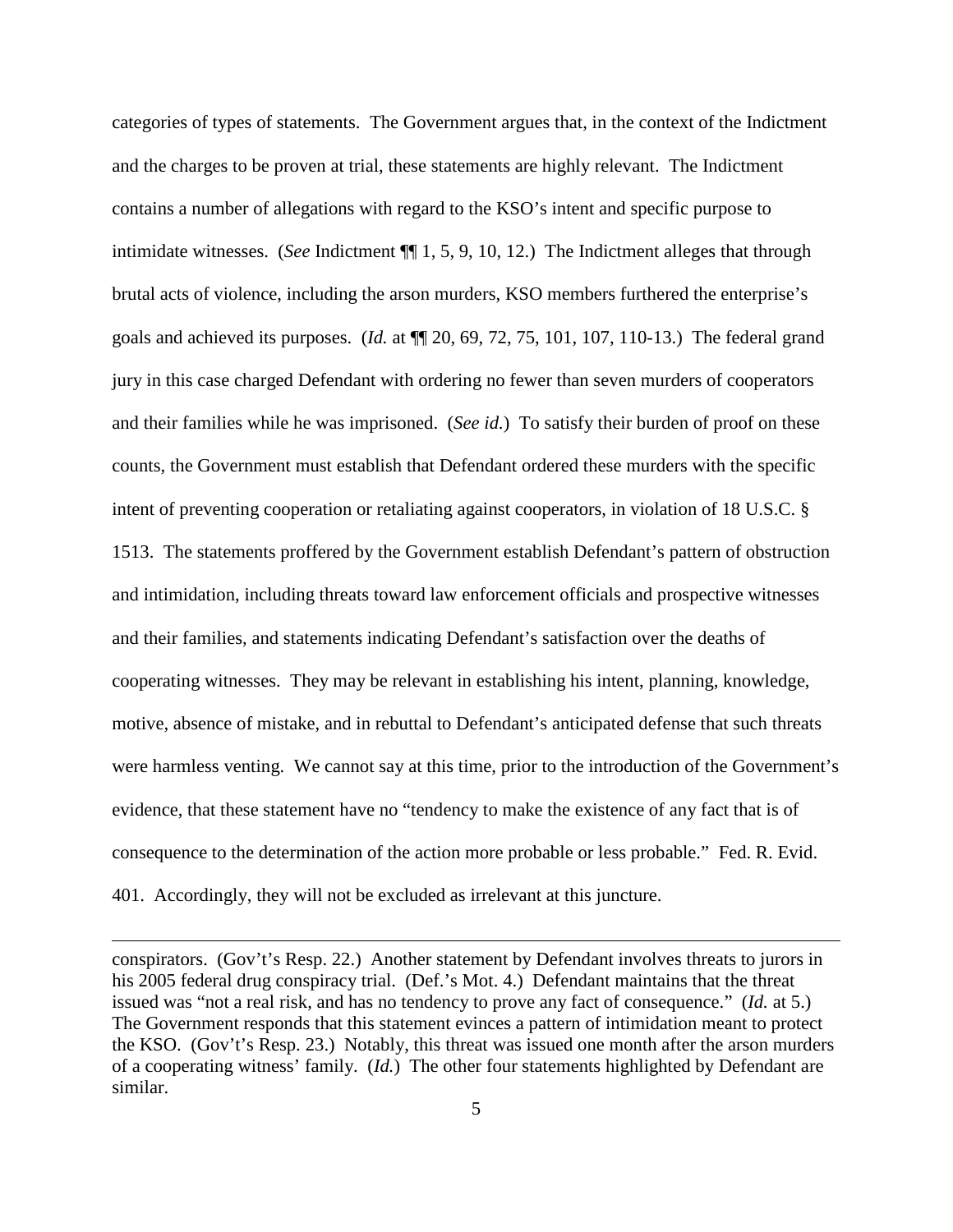categories of types of statements. The Government argues that, in the context of the Indictment and the charges to be proven at trial, these statements are highly relevant. The Indictment contains a number of allegations with regard to the KSO's intent and specific purpose to intimidate witnesses. (*See* Indictment ¶¶ 1, 5, 9, 10, 12.) The Indictment alleges that through brutal acts of violence, including the arson murders, KSO members furthered the enterprise's goals and achieved its purposes. (*Id.* at ¶¶ 20, 69, 72, 75, 101, 107, 110-13.) The federal grand jury in this case charged Defendant with ordering no fewer than seven murders of cooperators and their families while he was imprisoned. (*See id.*) To satisfy their burden of proof on these counts, the Government must establish that Defendant ordered these murders with the specific intent of preventing cooperation or retaliating against cooperators, in violation of 18 U.S.C. § 1513. The statements proffered by the Government establish Defendant's pattern of obstruction and intimidation, including threats toward law enforcement officials and prospective witnesses and their families, and statements indicating Defendant's satisfaction over the deaths of cooperating witnesses. They may be relevant in establishing his intent, planning, knowledge, motive, absence of mistake, and in rebuttal to Defendant's anticipated defense that such threats were harmless venting. We cannot say at this time, prior to the introduction of the Government's evidence, that these statement have no "tendency to make the existence of any fact that is of consequence to the determination of the action more probable or less probable." Fed. R. Evid. 401. Accordingly, they will not be excluded as irrelevant at this juncture.

---

conspirators. (Gov't's Resp. 22.) Another statement by Defendant involves threats to jurors in his 2005 federal drug conspiracy trial. (Def.'s Mot. 4.) Defendant maintains that the threat issued was "not a real risk, and has no tendency to prove any fact of consequence." (*Id.* at 5.) The Government responds that this statement evinces a pattern of intimidation meant to protect the KSO. (Gov't's Resp. 23.) Notably, this threat was issued one month after the arson murders of a cooperating witness' family. (*Id.*) The other four statements highlighted by Defendant are similar.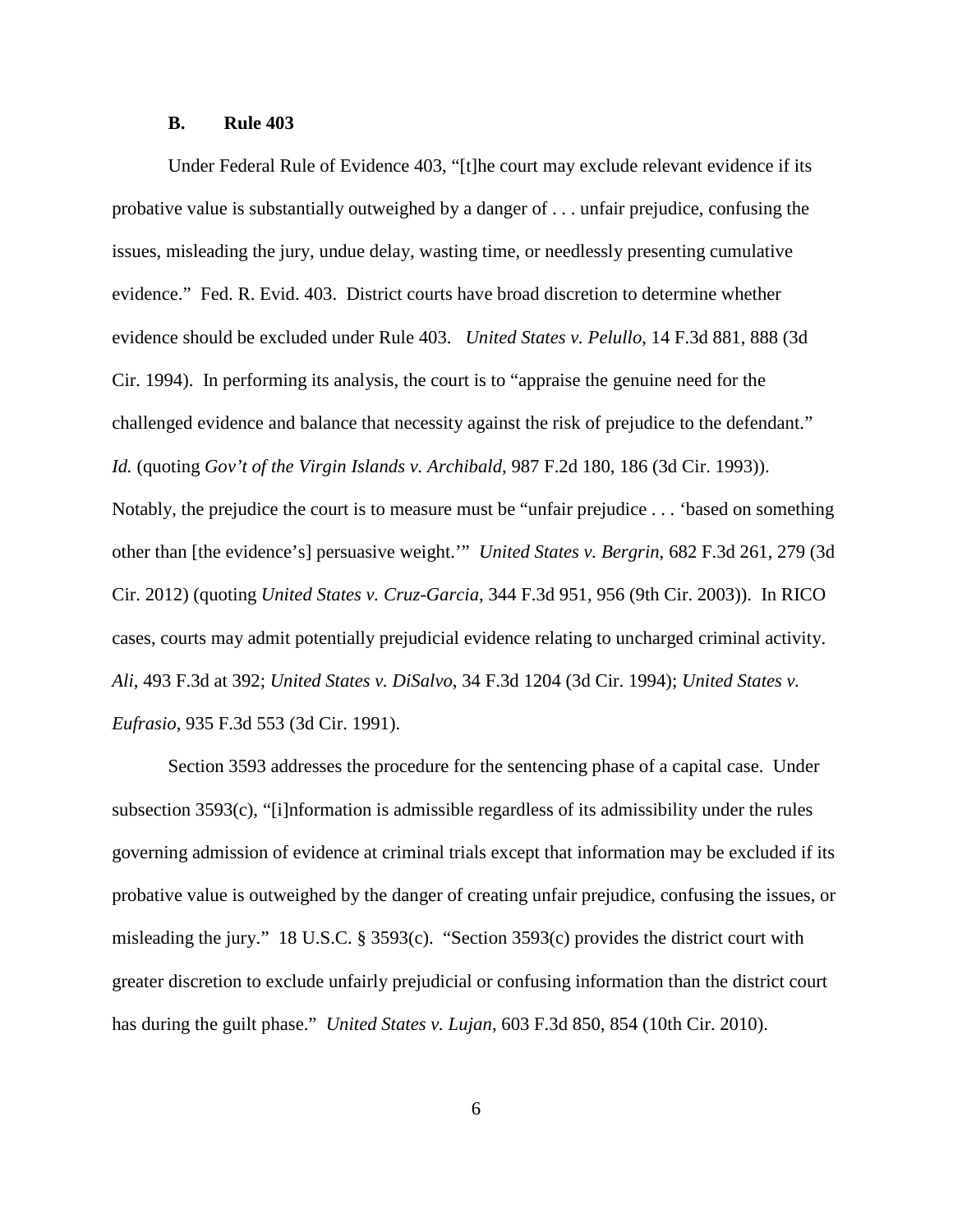### B. Rule 403

Under Federal Rule of Evidence 403, "[t]he court may exclude relevant evidence if its probative value is substantially outweighed by a danger of . . . unfair prejudice, confusing the issues, misleading the jury, undue delay, wasting time, or needlessly presenting cumulative evidence." Fed. R. Evid. 403. District courts have broad discretion to determine whether evidence should be excluded under Rule 403. *United States v. Pelullo*, 14 F.3d 881, 888 (3d Cir. 1994). In performing its analysis, the court is to "appraise the genuine need for the challenged evidence and balance that necessity against the risk of prejudice to the defendant." *Id.* (quoting *Gov't of the Virgin Islands v. Archibald*, 987 F.2d 180, 186 (3d Cir. 1993)). Notably, the prejudice the court is to measure must be "unfair prejudice . . . 'based on something other than [the evidence's] persuasive weight.'" *United States v. Bergrin*, 682 F.3d 261, 279 (3d Cir. 2012) (quoting *United States v. Cruz-Garcia*, 344 F.3d 951, 956 (9th Cir. 2003)). In RICO cases, courts may admit potentially prejudicial evidence relating to uncharged criminal activity. *Ali*, 493 F.3d at 392; *United States v. DiSalvo*, 34 F.3d 1204 (3d Cir. 1994); *United States v. Eufrasio*, 935 F.3d 553 (3d Cir. 1991).

Section 3593 addresses the procedure for the sentencing phase of a capital case. Under subsection 3593(c), "[i]nformation is admissible regardless of its admissibility under the rules governing admission of evidence at criminal trials except that information may be excluded if its probative value is outweighed by the danger of creating unfair prejudice, confusing the issues, or misleading the jury." 18 U.S.C. § 3593(c). "Section 3593(c) provides the district court with greater discretion to exclude unfairly prejudicial or confusing information than the district court has during the guilt phase." *United States v. Lujan*, 603 F.3d 850, 854 (10th Cir. 2010).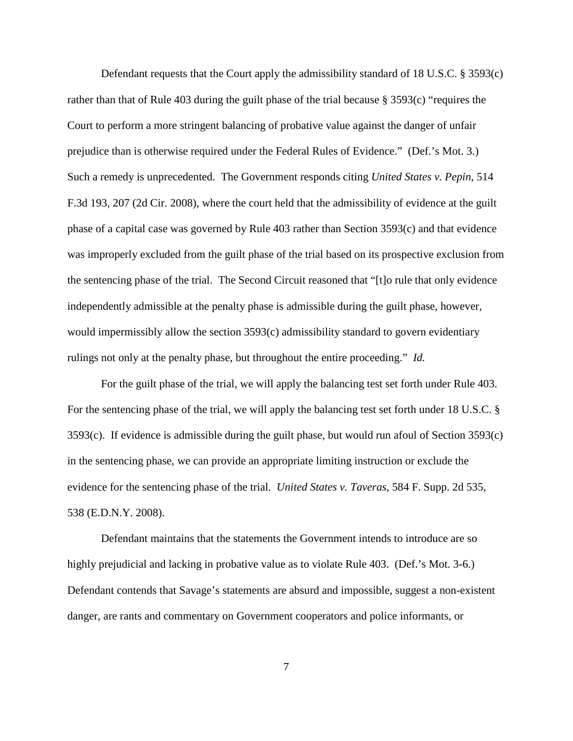Defendant requests that the Court apply the admissibility standard of 18 U.S.C. § 3593(c) rather than that of Rule 403 during the guilt phase of the trial because § 3593(c) "requires the Court to perform a more stringent balancing of probative value against the danger of unfair prejudice than is otherwise required under the Federal Rules of Evidence." (Def.'s Mot. 3.) Such a remedy is unprecedented. The Government responds citing *United States v. Pepin*, 514 F.3d 193, 207 (2d Cir. 2008), where the court held that the admissibility of evidence at the guilt phase of a capital case was governed by Rule 403 rather than Section 3593(c) and that evidence was improperly excluded from the guilt phase of the trial based on its prospective exclusion from the sentencing phase of the trial. The Second Circuit reasoned that "[t]o rule that only evidence independently admissible at the penalty phase is admissible during the guilt phase, however, would impermissibly allow the section 3593(c) admissibility standard to govern evidentiary rulings not only at the penalty phase, but throughout the entire proceeding." *Id.*

For the guilt phase of the trial, we will apply the balancing test set forth under Rule 403. For the sentencing phase of the trial, we will apply the balancing test set forth under 18 U.S.C. § 3593(c). If evidence is admissible during the guilt phase, but would run afoul of Section 3593(c) in the sentencing phase, we can provide an appropriate limiting instruction or exclude the evidence for the sentencing phase of the trial. *United States v. Taveras*, 584 F. Supp. 2d 535, 538 (E.D.N.Y. 2008).

Defendant maintains that the statements the Government intends to introduce are so highly prejudicial and lacking in probative value as to violate Rule 403. (Def.'s Mot. 3-6.) Defendant contends that Savage's statements are absurd and impossible, suggest a non-existent danger, are rants and commentary on Government cooperators and police informants, or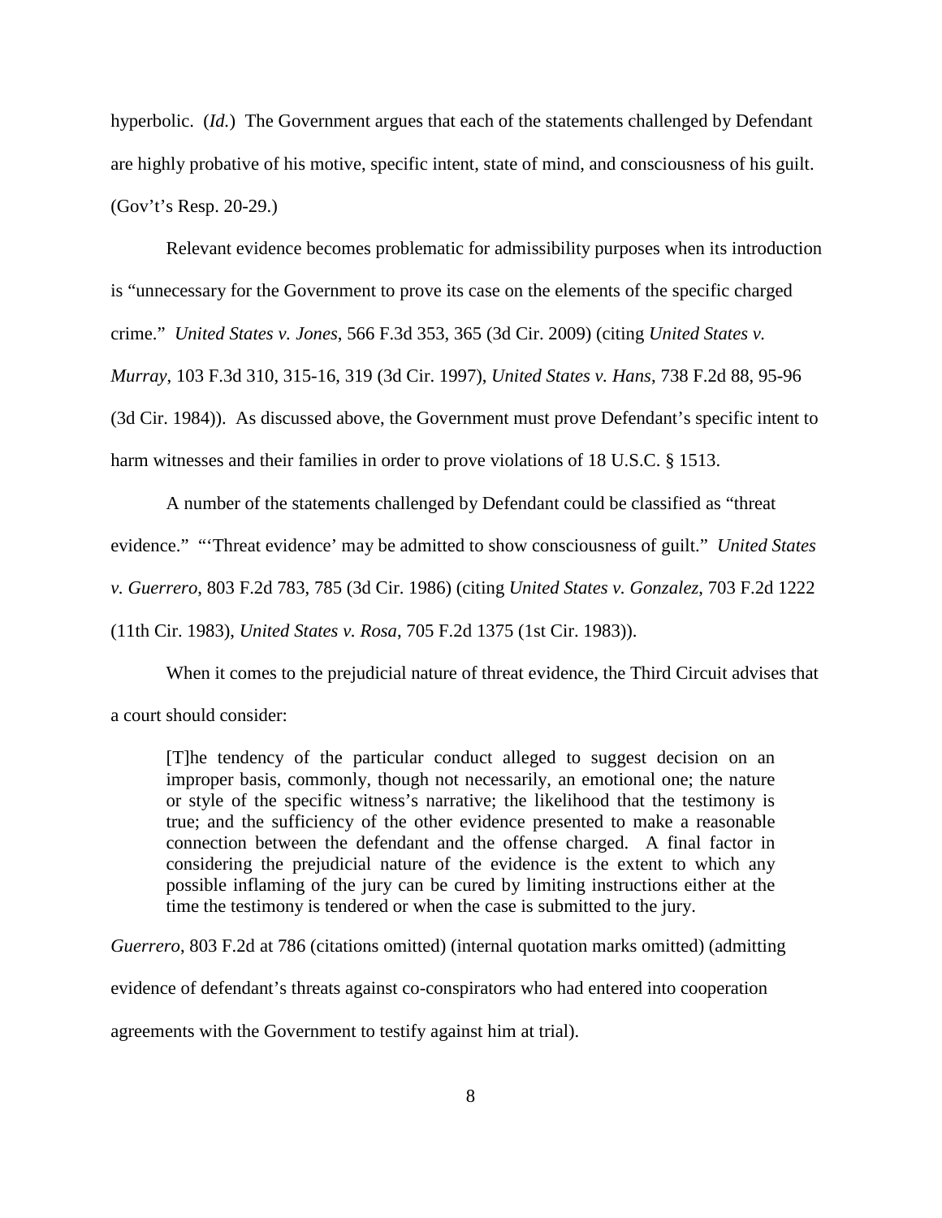hyperbolic. (*Id.*) The Government argues that each of the statements challenged by Defendant are highly probative of his motive, specific intent, state of mind, and consciousness of his guilt. (Gov't's Resp. 20-29.)

Relevant evidence becomes problematic for admissibility purposes when its introduction is "unnecessary for the Government to prove its case on the elements of the specific charged crime." *United States v. Jones*, 566 F.3d 353, 365 (3d Cir. 2009) (citing *United States v. Murray*, 103 F.3d 310, 315-16, 319 (3d Cir. 1997), *United States v. Hans*, 738 F.2d 88, 95-96 (3d Cir. 1984)). As discussed above, the Government must prove Defendant's specific intent to harm witnesses and their families in order to prove violations of 18 U.S.C. § 1513.

A number of the statements challenged by Defendant could be classified as "threat evidence." "'Threat evidence' may be admitted to show consciousness of guilt." *United States v. Guerrero*, 803 F.2d 783, 785 (3d Cir. 1986) (citing *United States v. Gonzalez*, 703 F.2d 1222 (11th Cir. 1983), *United States v. Rosa*, 705 F.2d 1375 (1st Cir. 1983)).

When it comes to the prejudicial nature of threat evidence, the Third Circuit advises that a court should consider:

> [T]he tendency of the particular conduct alleged to suggest decision on an improper basis, commonly, though not necessarily, an emotional one; the nature or style of the specific witness's narrative; the likelihood that the testimony is true; and the sufficiency of the other evidence presented to make a reasonable connection between the defendant and the offense charged. A final factor in considering the prejudicial nature of the evidence is the extent to which any possible inflaming of the jury can be cured by limiting instructions either at the time the testimony is tendered or when the case is submitted to the jury.

*Guerrero*, 803 F.2d at 786 (citations omitted) (internal quotation marks omitted) (admitting evidence of defendant's threats against co-conspirators who had entered into cooperation agreements with the Government to testify against him at trial).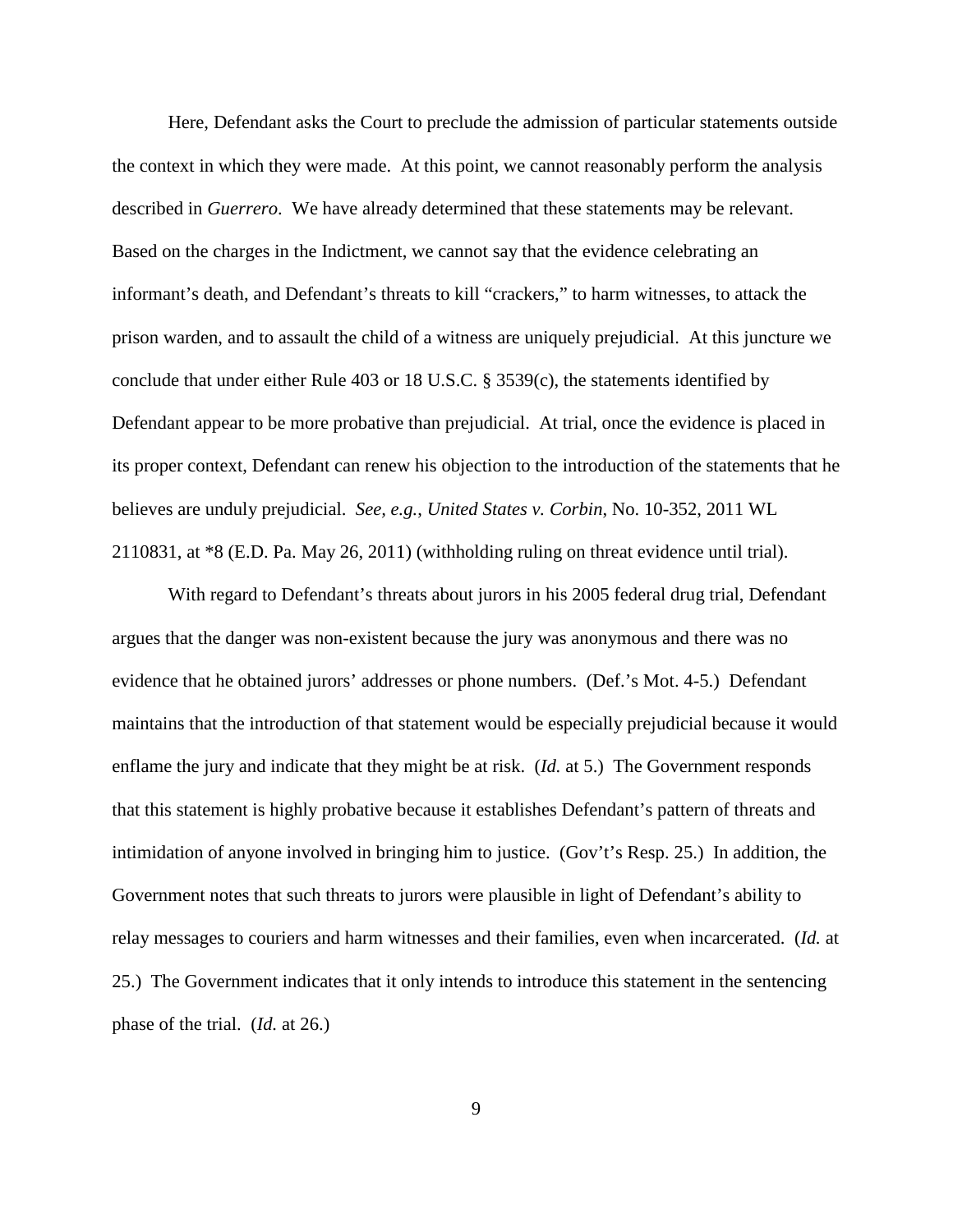Here, Defendant asks the Court to preclude the admission of particular statements outside the context in which they were made. At this point, we cannot reasonably perform the analysis described in *Guerrero*. We have already determined that these statements may be relevant. Based on the charges in the Indictment, we cannot say that the evidence celebrating an informant's death, and Defendant's threats to kill "crackers," to harm witnesses, to attack the prison warden, and to assault the child of a witness are uniquely prejudicial. At this juncture we conclude that under either Rule 403 or 18 U.S.C. § 3539(c), the statements identified by Defendant appear to be more probative than prejudicial. At trial, once the evidence is placed in its proper context, Defendant can renew his objection to the introduction of the statements that he believes are unduly prejudicial. *See, e.g.*, *United States v. Corbin*, No. 10-352, 2011 WL 2110831, at *8 (E.D. Pa. May 26, 2011) (withholding ruling on threat evidence until trial).

With regard to Defendant's threats about jurors in his 2005 federal drug trial, Defendant argues that the danger was non-existent because the jury was anonymous and there was no evidence that he obtained jurors' addresses or phone numbers. (Def.'s Mot. 4-5.) Defendant maintains that the introduction of that statement would be especially prejudicial because it would enflame the jury and indicate that they might be at risk. (*Id.* at 5.) The Government responds that this statement is highly probative because it establishes Defendant's pattern of threats and intimidation of anyone involved in bringing him to justice. (Gov't's Resp. 25.) In addition, the Government notes that such threats to jurors were plausible in light of Defendant's ability to relay messages to couriers and harm witnesses and their families, even when incarcerated. (*Id.* at 25.) The Government indicates that it only intends to introduce this statement in the sentencing phase of the trial. (*Id.* at 26.)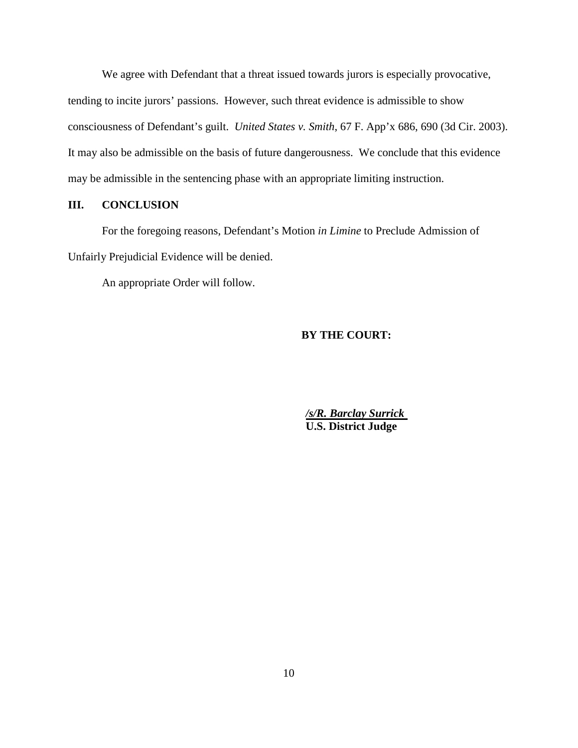We agree with Defendant that a threat issued towards jurors is especially provocative, tending to incite jurors' passions. However, such threat evidence is admissible to show consciousness of Defendant's guilt. *United States v. Smith*, 67 F. App'x 686, 690 (3d Cir. 2003). It may also be admissible on the basis of future dangerousness. We conclude that this evidence may be admissible in the sentencing phase with an appropriate limiting instruction.

## III. CONCLUSION

For the foregoing reasons, Defendant's Motion *in Limine* to Preclude Admission of Unfairly Prejudicial Evidence will be denied.

An appropriate Order will follow.

**BY THE COURT:**

***/s/R. Barclay Surrick***
**U.S. District Judge**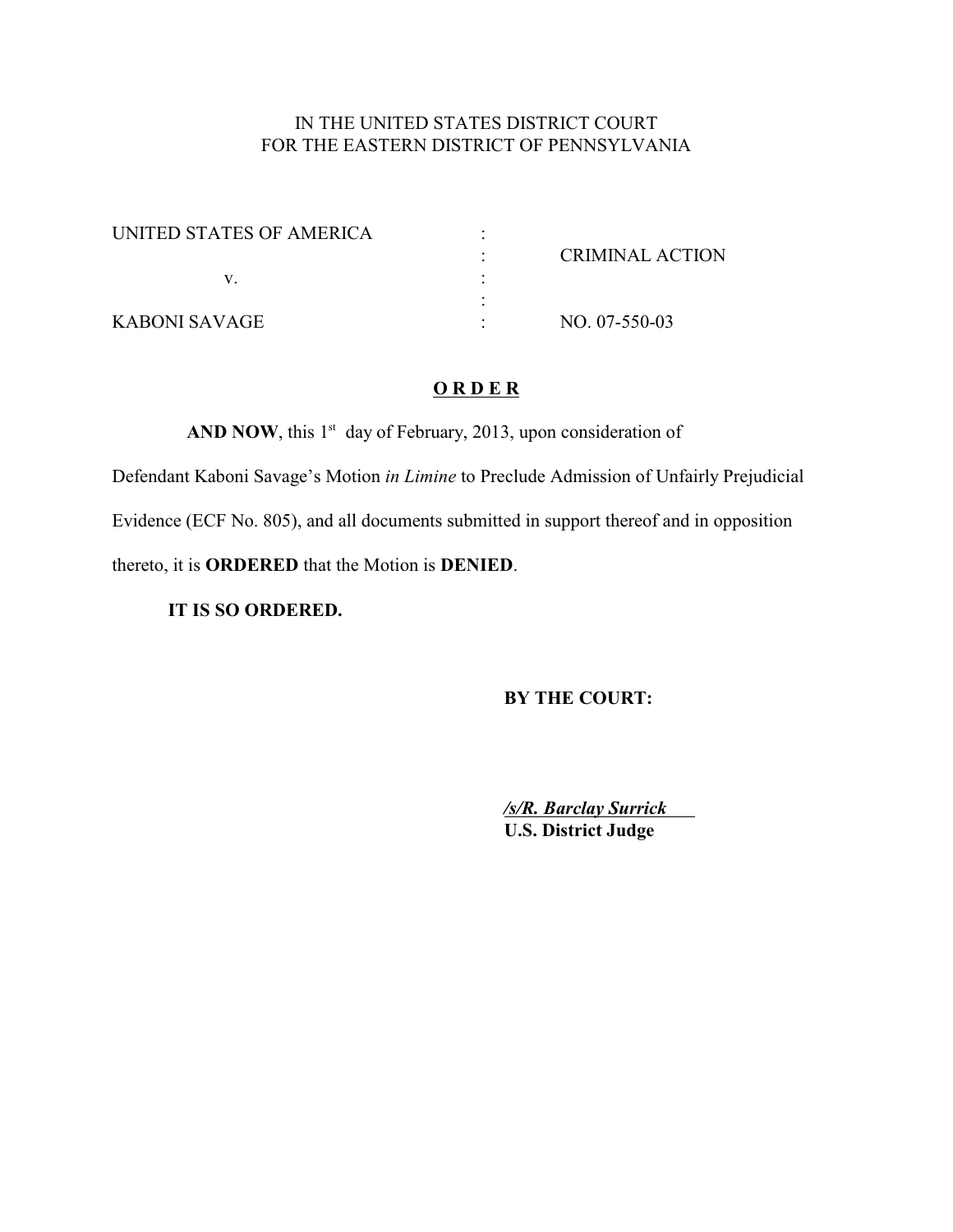IN THE UNITED STATES DISTRICT COURT
FOR THE EASTERN DISTRICT OF PENNSYLVANIA

| | | |
|---|---|---|
| UNITED STATES OF AMERICA | : | |
| | : | CRIMINAL ACTION |
| v. | : | |
| | : | |
| KABONI SAVAGE | : | NO. 07-550-03 |

**O R D E R**

**AND NOW**, this 1st day of February, 2013, upon consideration of Defendant Kaboni Savage's Motion *in Limine* to Preclude Admission of Unfairly Prejudicial Evidence (ECF No. 805), and all documents submitted in support thereof and in opposition thereto, it is **ORDERED** that the Motion is **DENIED**.

**IT IS SO ORDERED.**

**BY THE COURT:**

***/s/R. Barclay Surrick***
**U.S. District Judge**